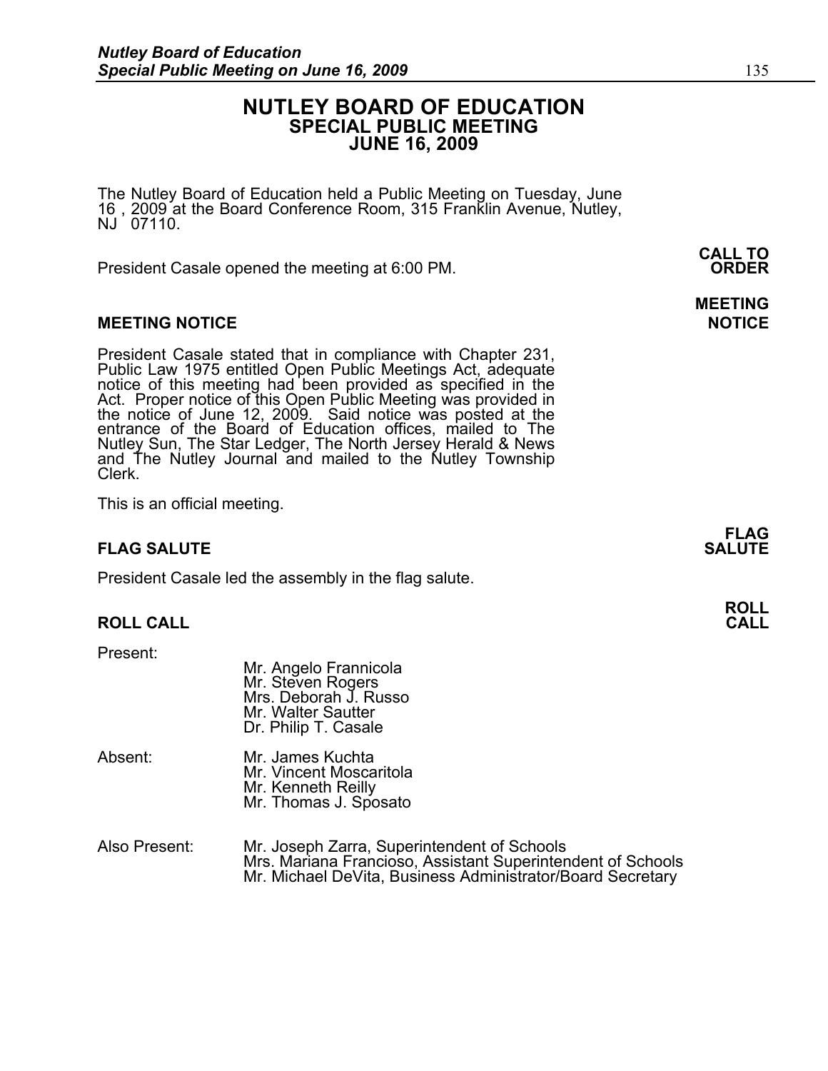# NUTLEY BOARD OF EDUCATION
## SPECIAL PUBLIC MEETING
## JUNE 16, 2009

The Nutley Board of Education held a Public Meeting on Tuesday, June 16 , 2009 at the Board Conference Room, 315 Franklin Avenue, Nutley, NJ 07110.

**CALL TO ORDER**

President Casale opened the meeting at 6:00 PM.

### MEETING NOTICE

President Casale stated that in compliance with Chapter 231, Public Law 1975 entitled Open Public Meetings Act, adequate notice of this meeting had been provided as specified in the Act. Proper notice of this Open Public Meeting was provided in the notice of June 12, 2009. Said notice was posted at the entrance of the Board of Education offices, mailed to The Nutley Sun, The Star Ledger, The North Jersey Herald & News and The Nutley Journal and mailed to the Nutley Township Clerk.

This is an official meeting.

### FLAG SALUTE

President Casale led the assembly in the flag salute.

### ROLL CALL

Present:
- Mr. Angelo Frannicola
- Mr. Steven Rogers
- Mrs. Deborah J. Russo
- Mr. Walter Sautter
- Dr. Philip T. Casale

Absent:
- Mr. James Kuchta
- Mr. Vincent Moscaritola
- Mr. Kenneth Reilly
- Mr. Thomas J. Sposato

Also Present:
- Mr. Joseph Zarra, Superintendent of Schools
- Mrs. Mariana Francioso, Assistant Superintendent of Schools
- Mr. Michael DeVita, Business Administrator/Board Secretary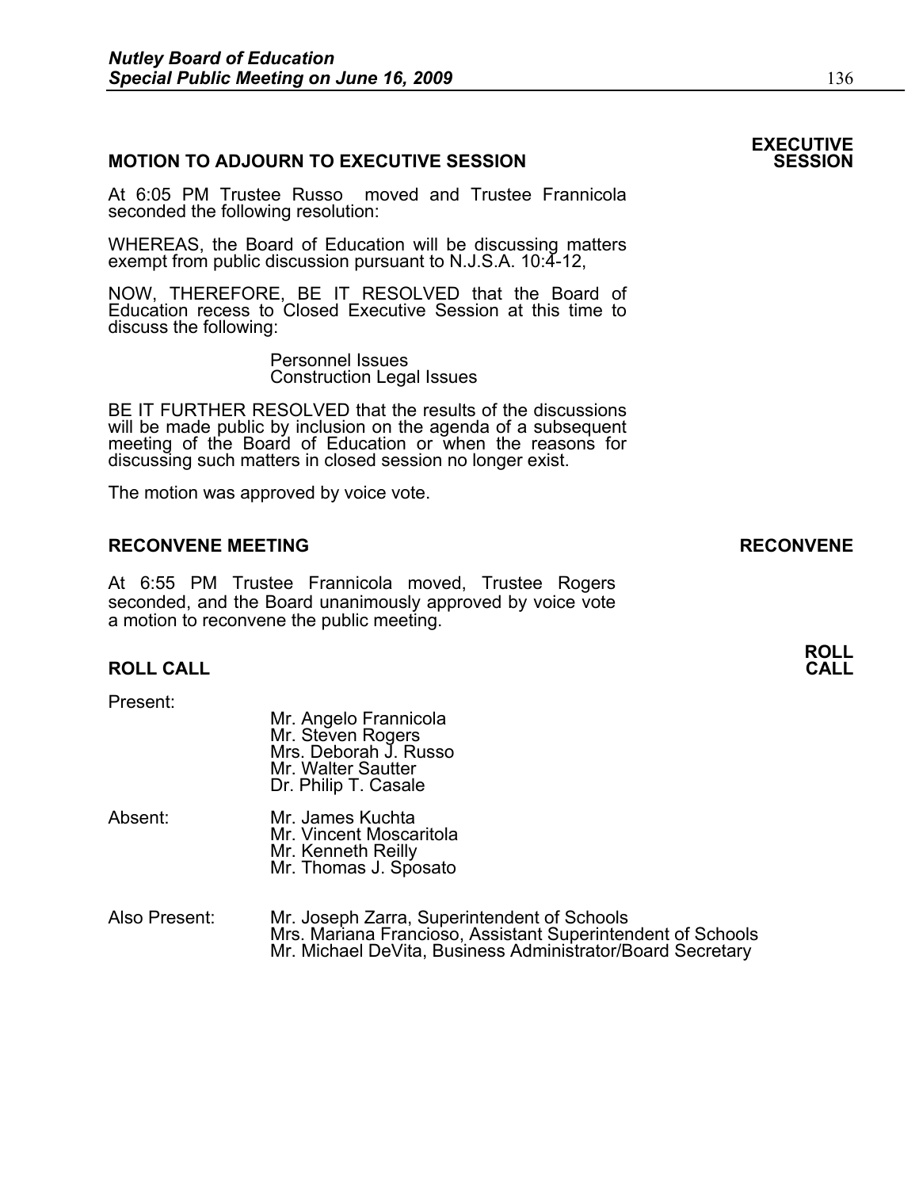## MOTION TO ADJOURN TO EXECUTIVE SESSION

**EXECUTIVE SESSION**

At 6:05 PM Trustee Russo moved and Trustee Frannicola seconded the following resolution:

WHEREAS, the Board of Education will be discussing matters exempt from public discussion pursuant to N.J.S.A. 10:4-12,

NOW, THEREFORE, BE IT RESOLVED that the Board of Education recess to Closed Executive Session at this time to discuss the following:

Personnel Issues
Construction Legal Issues

BE IT FURTHER RESOLVED that the results of the discussions will be made public by inclusion on the agenda of a subsequent meeting of the Board of Education or when the reasons for discussing such matters in closed session no longer exist.

The motion was approved by voice vote.

## RECONVENE MEETING

**RECONVENE**

At 6:55 PM Trustee Frannicola moved, Trustee Rogers seconded, and the Board unanimously approved by voice vote a motion to reconvene the public meeting.

## ROLL CALL

**ROLL CALL**

Present:

Mr. Angelo Frannicola
Mr. Steven Rogers
Mrs. Deborah J. Russo
Mr. Walter Sautter
Dr. Philip T. Casale

Absent:

Mr. James Kuchta
Mr. Vincent Moscaritola
Mr. Kenneth Reilly
Mr. Thomas J. Sposato

Also Present:

Mr. Joseph Zarra, Superintendent of Schools
Mrs. Mariana Francioso, Assistant Superintendent of Schools
Mr. Michael DeVita, Business Administrator/Board Secretary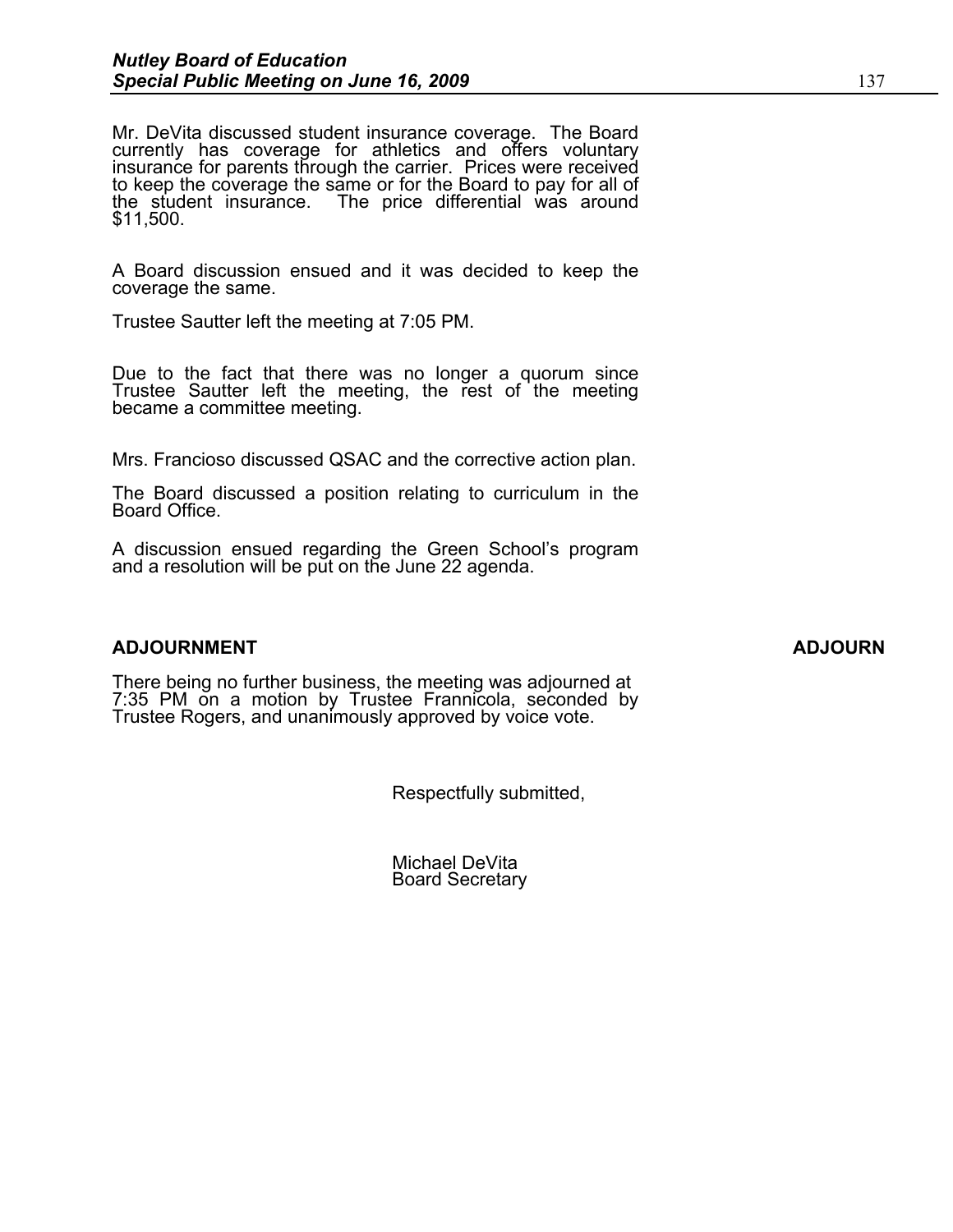Mr. DeVita discussed student insurance coverage. The Board currently has coverage for athletics and offers voluntary insurance for parents through the carrier. Prices were received to keep the coverage the same or for the Board to pay for all of the student insurance. The price differential was around $11,500.

A Board discussion ensued and it was decided to keep the coverage the same.

Trustee Sautter left the meeting at 7:05 PM.

Due to the fact that there was no longer a quorum since Trustee Sautter left the meeting, the rest of the meeting became a committee meeting.

Mrs. Francioso discussed QSAC and the corrective action plan.

The Board discussed a position relating to curriculum in the Board Office.

A discussion ensued regarding the Green School's program and a resolution will be put on the June 22 agenda.

## ADJOURNMENT

**ADJOURN**

There being no further business, the meeting was adjourned at 7:35 PM on a motion by Trustee Frannicola, seconded by Trustee Rogers, and unanimously approved by voice vote.

Respectfully submitted,

Michael DeVita
Board Secretary